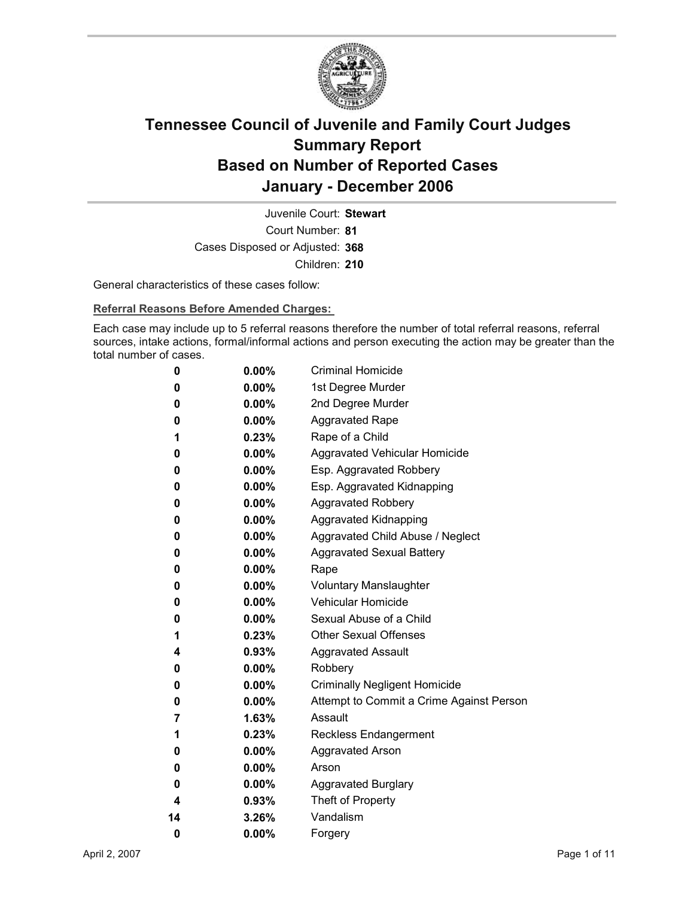# Tennessee Council of Juvenile and Family Court Judges
## Summary Report
## Based on Number of Reported Cases
## January - December 2006

Juvenile Court: **Stewart**
Court Number: **81**
Cases Disposed or Adjusted: **368**
Children: **210**

General characteristics of these cases follow:

**Referral Reasons Before Amended Charges:**

Each case may include up to 5 referral reasons therefore the number of total referral reasons, referral sources, intake actions, formal/informal actions and person executing the action may be greater than the total number of cases.

| Count | Percent | Referral Reason |
|---|---|---|
| 0 | 0.00% | Criminal Homicide |
| 0 | 0.00% | 1st Degree Murder |
| 0 | 0.00% | 2nd Degree Murder |
| 0 | 0.00% | Aggravated Rape |
| 1 | 0.23% | Rape of a Child |
| 0 | 0.00% | Aggravated Vehicular Homicide |
| 0 | 0.00% | Esp. Aggravated Robbery |
| 0 | 0.00% | Esp. Aggravated Kidnapping |
| 0 | 0.00% | Aggravated Robbery |
| 0 | 0.00% | Aggravated Kidnapping |
| 0 | 0.00% | Aggravated Child Abuse / Neglect |
| 0 | 0.00% | Aggravated Sexual Battery |
| 0 | 0.00% | Rape |
| 0 | 0.00% | Voluntary Manslaughter |
| 0 | 0.00% | Vehicular Homicide |
| 0 | 0.00% | Sexual Abuse of a Child |
| 1 | 0.23% | Other Sexual Offenses |
| 4 | 0.93% | Aggravated Assault |
| 0 | 0.00% | Robbery |
| 0 | 0.00% | Criminally Negligent Homicide |
| 0 | 0.00% | Attempt to Commit a Crime Against Person |
| 7 | 1.63% | Assault |
| 1 | 0.23% | Reckless Endangerment |
| 0 | 0.00% | Aggravated Arson |
| 0 | 0.00% | Arson |
| 0 | 0.00% | Aggravated Burglary |
| 4 | 0.93% | Theft of Property |
| 14 | 3.26% | Vandalism |
| 0 | 0.00% | Forgery |

April 2, 2007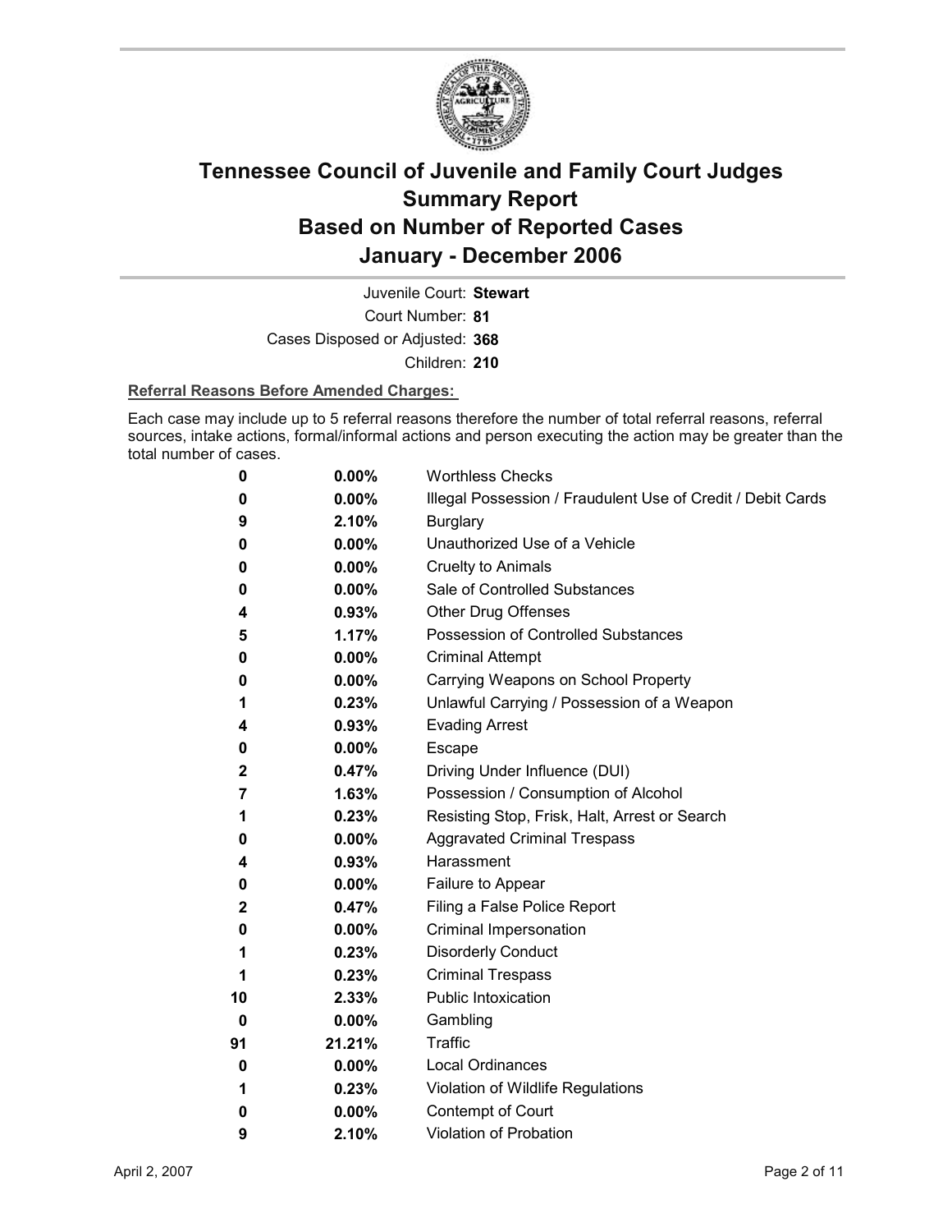# Tennessee Council of Juvenile and Family Court Judges
# Summary Report
# Based on Number of Reported Cases
# January - December 2006

Juvenile Court: **Stewart**

Court Number: **81**

Cases Disposed or Adjusted: **368**

Children: **210**

**Referral Reasons Before Amended Charges:**

Each case may include up to 5 referral reasons therefore the number of total referral reasons, referral sources, intake actions, formal/informal actions and person executing the action may be greater than the total number of cases.

| Count | Percent | Referral Reason |
|---|---|---|
| 0 | 0.00% | Worthless Checks |
| 0 | 0.00% | Illegal Possession / Fraudulent Use of Credit / Debit Cards |
| 9 | 2.10% | Burglary |
| 0 | 0.00% | Unauthorized Use of a Vehicle |
| 0 | 0.00% | Cruelty to Animals |
| 0 | 0.00% | Sale of Controlled Substances |
| 4 | 0.93% | Other Drug Offenses |
| 5 | 1.17% | Possession of Controlled Substances |
| 0 | 0.00% | Criminal Attempt |
| 0 | 0.00% | Carrying Weapons on School Property |
| 1 | 0.23% | Unlawful Carrying / Possession of a Weapon |
| 4 | 0.93% | Evading Arrest |
| 0 | 0.00% | Escape |
| 2 | 0.47% | Driving Under Influence (DUI) |
| 7 | 1.63% | Possession / Consumption of Alcohol |
| 1 | 0.23% | Resisting Stop, Frisk, Halt, Arrest or Search |
| 0 | 0.00% | Aggravated Criminal Trespass |
| 4 | 0.93% | Harassment |
| 0 | 0.00% | Failure to Appear |
| 2 | 0.47% | Filing a False Police Report |
| 0 | 0.00% | Criminal Impersonation |
| 1 | 0.23% | Disorderly Conduct |
| 1 | 0.23% | Criminal Trespass |
| 10 | 2.33% | Public Intoxication |
| 0 | 0.00% | Gambling |
| 91 | 21.21% | Traffic |
| 0 | 0.00% | Local Ordinances |
| 1 | 0.23% | Violation of Wildlife Regulations |
| 0 | 0.00% | Contempt of Court |
| 9 | 2.10% | Violation of Probation |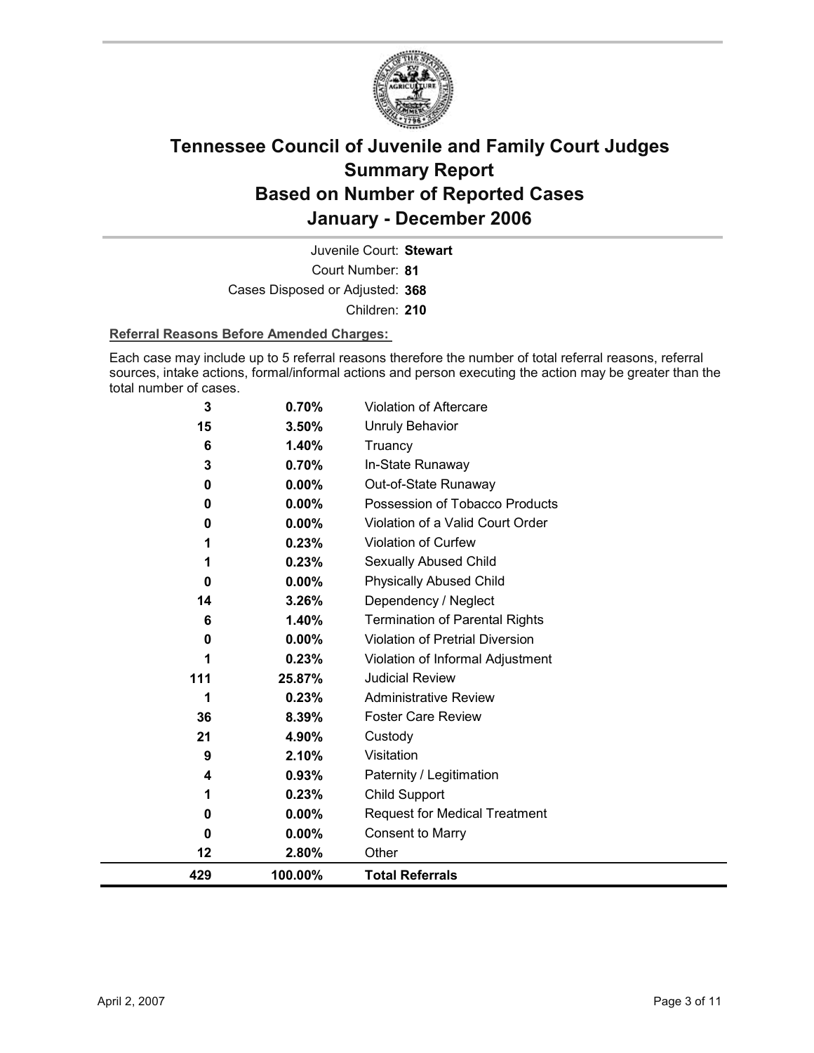# Tennessee Council of Juvenile and Family Court Judges Summary Report Based on Number of Reported Cases January - December 2006

Juvenile Court: **Stewart**

Court Number: **81**

Cases Disposed or Adjusted: **368**

Children: **210**

**Referral Reasons Before Amended Charges:**

Each case may include up to 5 referral reasons therefore the number of total referral reasons, referral sources, intake actions, formal/informal actions and person executing the action may be greater than the total number of cases.

| | | |
|---|---|---|
| 3 | 0.70% | Violation of Aftercare |
| 15 | 3.50% | Unruly Behavior |
| 6 | 1.40% | Truancy |
| 3 | 0.70% | In-State Runaway |
| 0 | 0.00% | Out-of-State Runaway |
| 0 | 0.00% | Possession of Tobacco Products |
| 0 | 0.00% | Violation of a Valid Court Order |
| 1 | 0.23% | Violation of Curfew |
| 1 | 0.23% | Sexually Abused Child |
| 0 | 0.00% | Physically Abused Child |
| 14 | 3.26% | Dependency / Neglect |
| 6 | 1.40% | Termination of Parental Rights |
| 0 | 0.00% | Violation of Pretrial Diversion |
| 1 | 0.23% | Violation of Informal Adjustment |
| 111 | 25.87% | Judicial Review |
| 1 | 0.23% | Administrative Review |
| 36 | 8.39% | Foster Care Review |
| 21 | 4.90% | Custody |
| 9 | 2.10% | Visitation |
| 4 | 0.93% | Paternity / Legitimation |
| 1 | 0.23% | Child Support |
| 0 | 0.00% | Request for Medical Treatment |
| 0 | 0.00% | Consent to Marry |
| 12 | 2.80% | Other |
| **429** | **100.00%** | **Total Referrals** |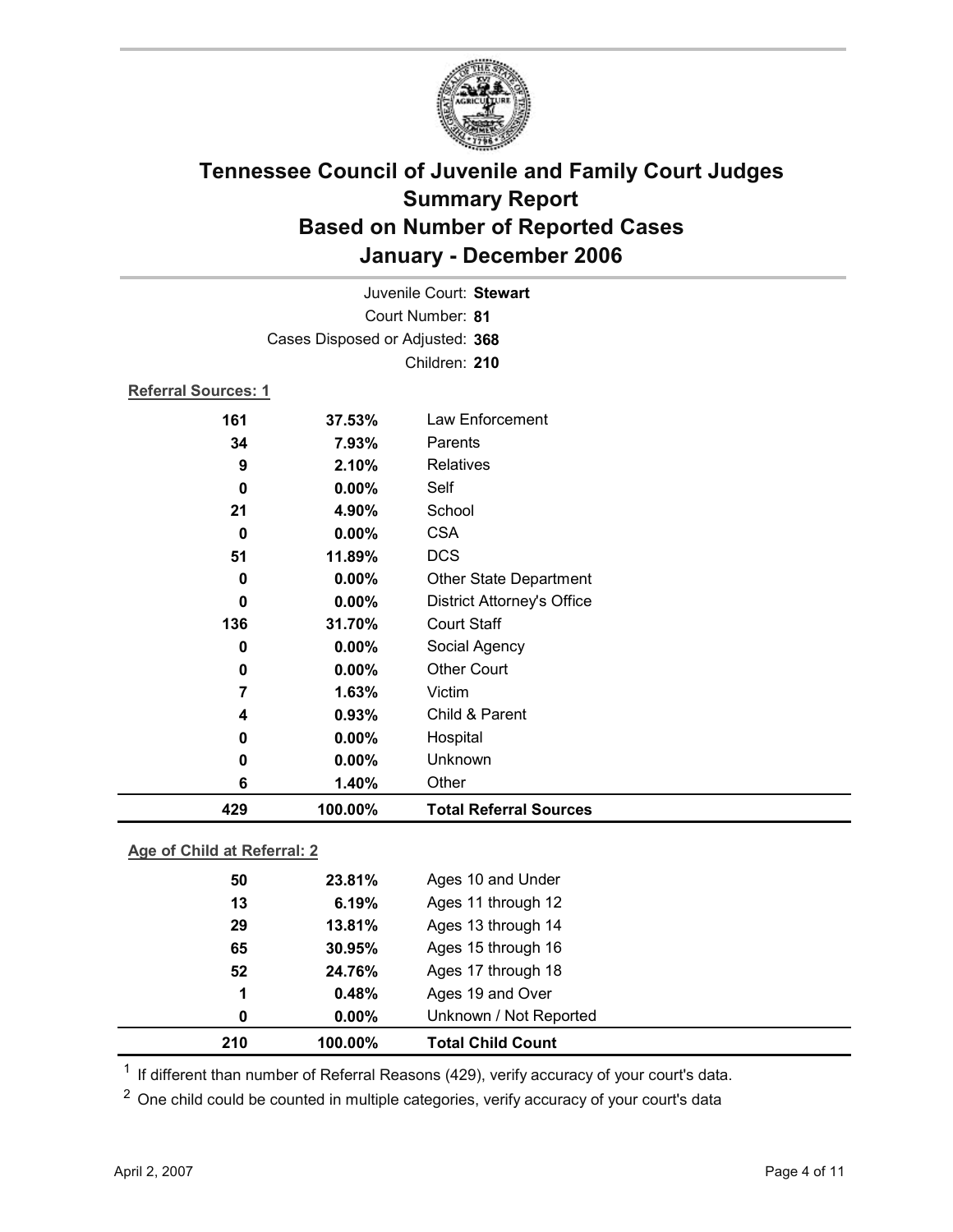# Tennessee Council of Juvenile and Family Court Judges
# Summary Report
# Based on Number of Reported Cases
# January - December 2006

Juvenile Court: **Stewart**
Court Number: **81**
Cases Disposed or Adjusted: **368**
Children: **210**

**Referral Sources: 1**

| | | |
|---|---|---|
| 161 | 37.53% | Law Enforcement |
| 34 | 7.93% | Parents |
| 9 | 2.10% | Relatives |
| 0 | 0.00% | Self |
| 21 | 4.90% | School |
| 0 | 0.00% | CSA |
| 51 | 11.89% | DCS |
| 0 | 0.00% | Other State Department |
| 0 | 0.00% | District Attorney's Office |
| 136 | 31.70% | Court Staff |
| 0 | 0.00% | Social Agency |
| 0 | 0.00% | Other Court |
| 7 | 1.63% | Victim |
| 4 | 0.93% | Child & Parent |
| 0 | 0.00% | Hospital |
| 0 | 0.00% | Unknown |
| 6 | 1.40% | Other |
| **429** | **100.00%** | **Total Referral Sources** |

**Age of Child at Referral: 2**

| | | |
|---|---|---|
| 50 | 23.81% | Ages 10 and Under |
| 13 | 6.19% | Ages 11 through 12 |
| 29 | 13.81% | Ages 13 through 14 |
| 65 | 30.95% | Ages 15 through 16 |
| 52 | 24.76% | Ages 17 through 18 |
| 1 | 0.48% | Ages 19 and Over |
| 0 | 0.00% | Unknown / Not Reported |
| **210** | **100.00%** | **Total Child Count** |

[1] If different than number of Referral Reasons (429), verify accuracy of your court's data.

[2] One child could be counted in multiple categories, verify accuracy of your court's data

April 2, 2007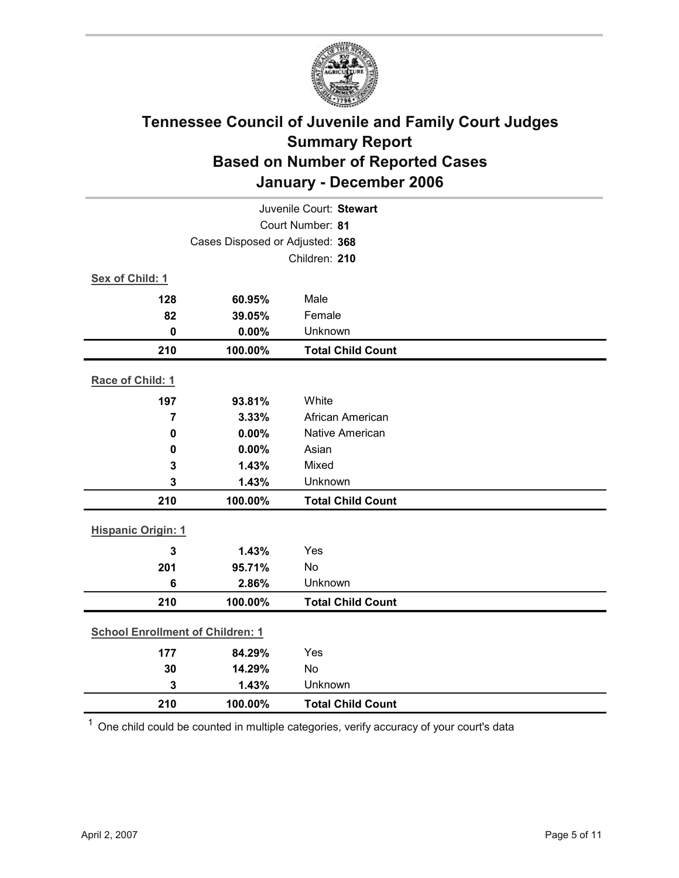# Tennessee Council of Juvenile and Family Court Judges
## Summary Report
## Based on Number of Reported Cases
## January - December 2006

Juvenile Court: **Stewart**
Court Number: **81**
Cases Disposed or Adjusted: **368**
Children: **210**

**Sex of Child: 1**

| | | |
|---|---|---|
| 128 | 60.95% | Male |
| 82 | 39.05% | Female |
| 0 | 0.00% | Unknown |
| **210** | **100.00%** | **Total Child Count** |

**Race of Child: 1**

| | | |
|---|---|---|
| 197 | 93.81% | White |
| 7 | 3.33% | African American |
| 0 | 0.00% | Native American |
| 0 | 0.00% | Asian |
| 3 | 1.43% | Mixed |
| 3 | 1.43% | Unknown |
| **210** | **100.00%** | **Total Child Count** |

**Hispanic Origin: 1**

| | | |
|---|---|---|
| 3 | 1.43% | Yes |
| 201 | 95.71% | No |
| 6 | 2.86% | Unknown |
| **210** | **100.00%** | **Total Child Count** |

**School Enrollment of Children: 1**

| | | |
|---|---|---|
| 177 | 84.29% | Yes |
| 30 | 14.29% | No |
| 3 | 1.43% | Unknown |
| **210** | **100.00%** | **Total Child Count** |

[1] One child could be counted in multiple categories, verify accuracy of your court's data

April 2, 2007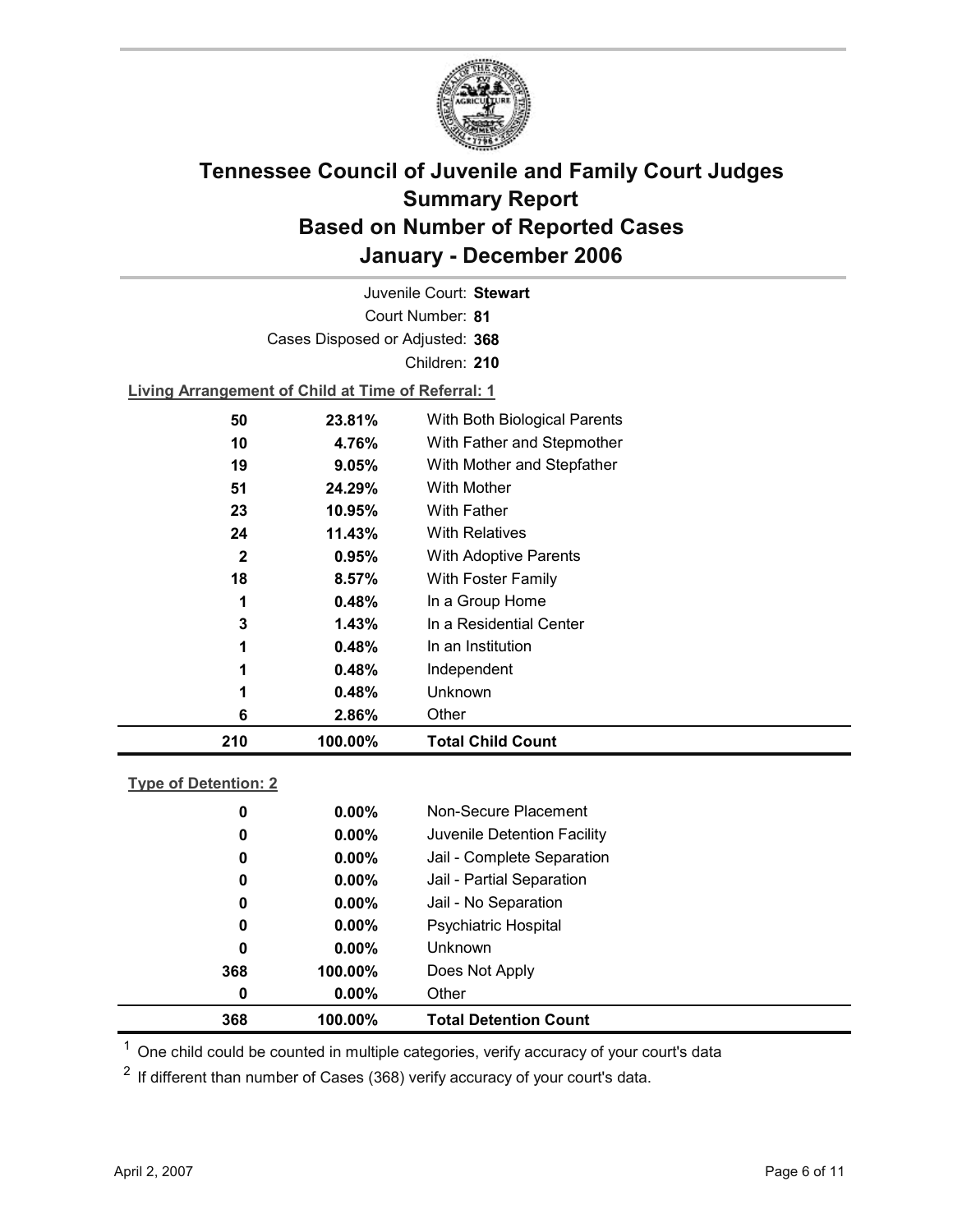# Tennessee Council of Juvenile and Family Court Judges Summary Report Based on Number of Reported Cases January - December 2006

Juvenile Court: **Stewart**

Court Number: **81**

Cases Disposed or Adjusted: **368**

Children: **210**

**Living Arrangement of Child at Time of Referral: 1**

| | | |
|---|---|---|
| 50 | 23.81% | With Both Biological Parents |
| 10 | 4.76% | With Father and Stepmother |
| 19 | 9.05% | With Mother and Stepfather |
| 51 | 24.29% | With Mother |
| 23 | 10.95% | With Father |
| 24 | 11.43% | With Relatives |
| 2 | 0.95% | With Adoptive Parents |
| 18 | 8.57% | With Foster Family |
| 1 | 0.48% | In a Group Home |
| 3 | 1.43% | In a Residential Center |
| 1 | 0.48% | In an Institution |
| 1 | 0.48% | Independent |
| 1 | 0.48% | Unknown |
| 6 | 2.86% | Other |
| **210** | **100.00%** | **Total Child Count** |

**Type of Detention: 2**

| | | |
|---|---|---|
| 0 | 0.00% | Non-Secure Placement |
| 0 | 0.00% | Juvenile Detention Facility |
| 0 | 0.00% | Jail - Complete Separation |
| 0 | 0.00% | Jail - Partial Separation |
| 0 | 0.00% | Jail - No Separation |
| 0 | 0.00% | Psychiatric Hospital |
| 0 | 0.00% | Unknown |
| 368 | 100.00% | Does Not Apply |
| 0 | 0.00% | Other |
| **368** | **100.00%** | **Total Detention Count** |

[1] One child could be counted in multiple categories, verify accuracy of your court's data

[2] If different than number of Cases (368) verify accuracy of your court's data.

April 2, 2007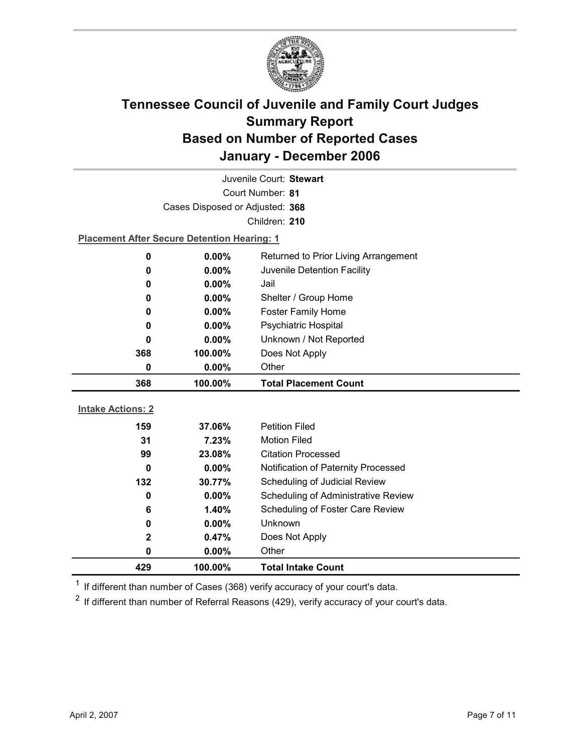# Tennessee Council of Juvenile and Family Court Judges Summary Report Based on Number of Reported Cases January - December 2006

Juvenile Court: **Stewart**

Court Number: **81**

Cases Disposed or Adjusted: **368**

Children: **210**

**Placement After Secure Detention Hearing: 1**

| | | |
|---|---|---|
| 0 | 0.00% | Returned to Prior Living Arrangement |
| 0 | 0.00% | Juvenile Detention Facility |
| 0 | 0.00% | Jail |
| 0 | 0.00% | Shelter / Group Home |
| 0 | 0.00% | Foster Family Home |
| 0 | 0.00% | Psychiatric Hospital |
| 0 | 0.00% | Unknown / Not Reported |
| 368 | 100.00% | Does Not Apply |
| 0 | 0.00% | Other |
| **368** | **100.00%** | **Total Placement Count** |

**Intake Actions: 2**

| | | |
|---|---|---|
| 159 | 37.06% | Petition Filed |
| 31 | 7.23% | Motion Filed |
| 99 | 23.08% | Citation Processed |
| 0 | 0.00% | Notification of Paternity Processed |
| 132 | 30.77% | Scheduling of Judicial Review |
| 0 | 0.00% | Scheduling of Administrative Review |
| 6 | 1.40% | Scheduling of Foster Care Review |
| 0 | 0.00% | Unknown |
| 2 | 0.47% | Does Not Apply |
| 0 | 0.00% | Other |
| **429** | **100.00%** | **Total Intake Count** |

[1] If different than number of Cases (368) verify accuracy of your court's data.

[2] If different than number of Referral Reasons (429), verify accuracy of your court's data.

April 2, 2007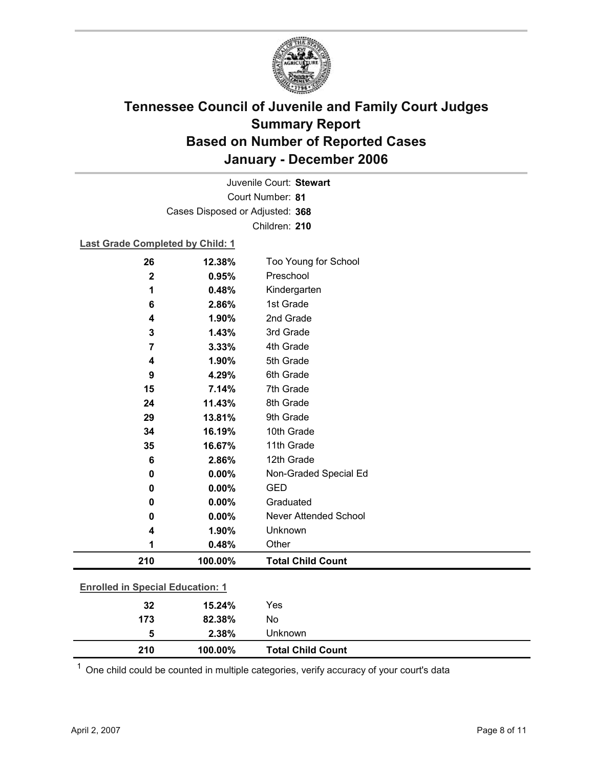# Tennessee Council of Juvenile and Family Court Judges
## Summary Report
## Based on Number of Reported Cases
## January - December 2006

Juvenile Court: **Stewart**

Court Number: **81**

Cases Disposed or Adjusted: **368**

Children: **210**

**Last Grade Completed by Child: 1**

| | | |
|---|---|---|
| 26 | 12.38% | Too Young for School |
| 2 | 0.95% | Preschool |
| 1 | 0.48% | Kindergarten |
| 6 | 2.86% | 1st Grade |
| 4 | 1.90% | 2nd Grade |
| 3 | 1.43% | 3rd Grade |
| 7 | 3.33% | 4th Grade |
| 4 | 1.90% | 5th Grade |
| 9 | 4.29% | 6th Grade |
| 15 | 7.14% | 7th Grade |
| 24 | 11.43% | 8th Grade |
| 29 | 13.81% | 9th Grade |
| 34 | 16.19% | 10th Grade |
| 35 | 16.67% | 11th Grade |
| 6 | 2.86% | 12th Grade |
| 0 | 0.00% | Non-Graded Special Ed |
| 0 | 0.00% | GED |
| 0 | 0.00% | Graduated |
| 0 | 0.00% | Never Attended School |
| 4 | 1.90% | Unknown |
| 1 | 0.48% | Other |
| **210** | **100.00%** | **Total Child Count** |

**Enrolled in Special Education: 1**

| | | |
|---|---|---|
| 32 | 15.24% | Yes |
| 173 | 82.38% | No |
| 5 | 2.38% | Unknown |
| **210** | **100.00%** | **Total Child Count** |

[1] One child could be counted in multiple categories, verify accuracy of your court's data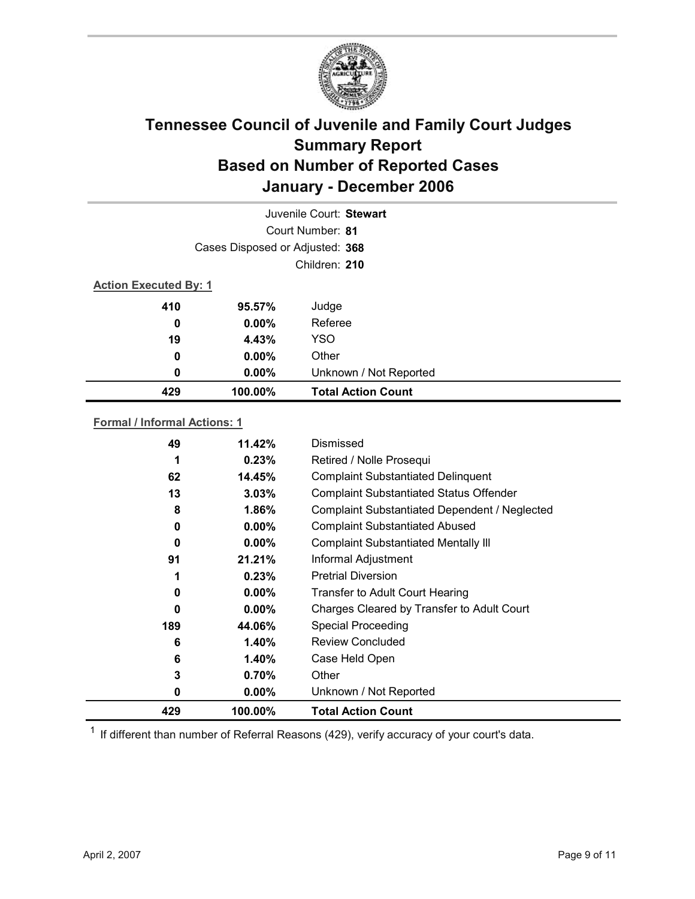# Tennessee Council of Juvenile and Family Court Judges
## Summary Report
## Based on Number of Reported Cases
## January - December 2006

Juvenile Court: **Stewart**

Court Number: **81**

Cases Disposed or Adjusted: **368**

Children: **210**

**Action Executed By: 1**

| | | |
|---|---|---|
| 410 | 95.57% | Judge |
| 0 | 0.00% | Referee |
| 19 | 4.43% | YSO |
| 0 | 0.00% | Other |
| 0 | 0.00% | Unknown / Not Reported |
| **429** | **100.00%** | **Total Action Count** |

**Formal / Informal Actions: 1**

| | | |
|---|---|---|
| 49 | 11.42% | Dismissed |
| 1 | 0.23% | Retired / Nolle Prosequi |
| 62 | 14.45% | Complaint Substantiated Delinquent |
| 13 | 3.03% | Complaint Substantiated Status Offender |
| 8 | 1.86% | Complaint Substantiated Dependent / Neglected |
| 0 | 0.00% | Complaint Substantiated Abused |
| 0 | 0.00% | Complaint Substantiated Mentally Ill |
| 91 | 21.21% | Informal Adjustment |
| 1 | 0.23% | Pretrial Diversion |
| 0 | 0.00% | Transfer to Adult Court Hearing |
| 0 | 0.00% | Charges Cleared by Transfer to Adult Court |
| 189 | 44.06% | Special Proceeding |
| 6 | 1.40% | Review Concluded |
| 6 | 1.40% | Case Held Open |
| 3 | 0.70% | Other |
| 0 | 0.00% | Unknown / Not Reported |
| **429** | **100.00%** | **Total Action Count** |

[1] If different than number of Referral Reasons (429), verify accuracy of your court's data.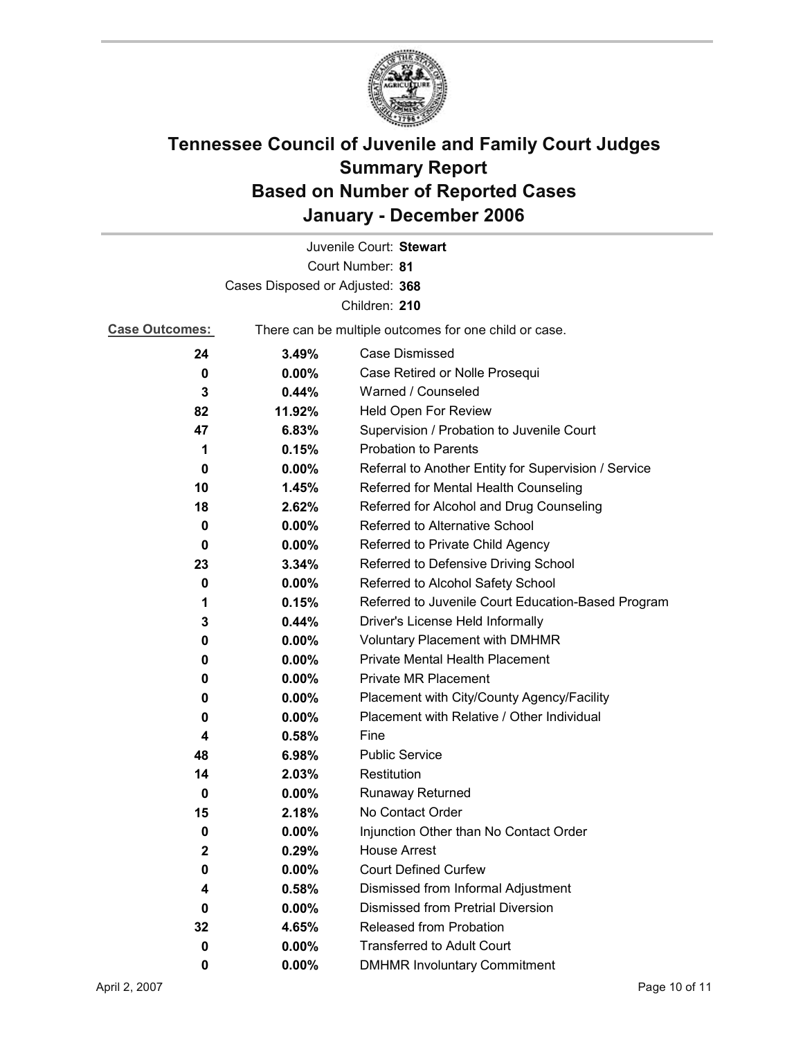# Tennessee Council of Juvenile and Family Court Judges
## Summary Report
## Based on Number of Reported Cases
## January - December 2006

Juvenile Court: **Stewart**

Court Number: **81**

Cases Disposed or Adjusted: **368**

Children: **210**

**Case Outcomes:** There can be multiple outcomes for one child or case.

| Count | Percent | Outcome |
|---|---|---|
| 24 | 3.49% | Case Dismissed |
| 0 | 0.00% | Case Retired or Nolle Prosequi |
| 3 | 0.44% | Warned / Counseled |
| 82 | 11.92% | Held Open For Review |
| 47 | 6.83% | Supervision / Probation to Juvenile Court |
| 1 | 0.15% | Probation to Parents |
| 0 | 0.00% | Referral to Another Entity for Supervision / Service |
| 10 | 1.45% | Referred for Mental Health Counseling |
| 18 | 2.62% | Referred for Alcohol and Drug Counseling |
| 0 | 0.00% | Referred to Alternative School |
| 0 | 0.00% | Referred to Private Child Agency |
| 23 | 3.34% | Referred to Defensive Driving School |
| 0 | 0.00% | Referred to Alcohol Safety School |
| 1 | 0.15% | Referred to Juvenile Court Education-Based Program |
| 3 | 0.44% | Driver's License Held Informally |
| 0 | 0.00% | Voluntary Placement with DMHMR |
| 0 | 0.00% | Private Mental Health Placement |
| 0 | 0.00% | Private MR Placement |
| 0 | 0.00% | Placement with City/County Agency/Facility |
| 0 | 0.00% | Placement with Relative / Other Individual |
| 4 | 0.58% | Fine |
| 48 | 6.98% | Public Service |
| 14 | 2.03% | Restitution |
| 0 | 0.00% | Runaway Returned |
| 15 | 2.18% | No Contact Order |
| 0 | 0.00% | Injunction Other than No Contact Order |
| 2 | 0.29% | House Arrest |
| 0 | 0.00% | Court Defined Curfew |
| 4 | 0.58% | Dismissed from Informal Adjustment |
| 0 | 0.00% | Dismissed from Pretrial Diversion |
| 32 | 4.65% | Released from Probation |
| 0 | 0.00% | Transferred to Adult Court |
| 0 | 0.00% | DMHMR Involuntary Commitment |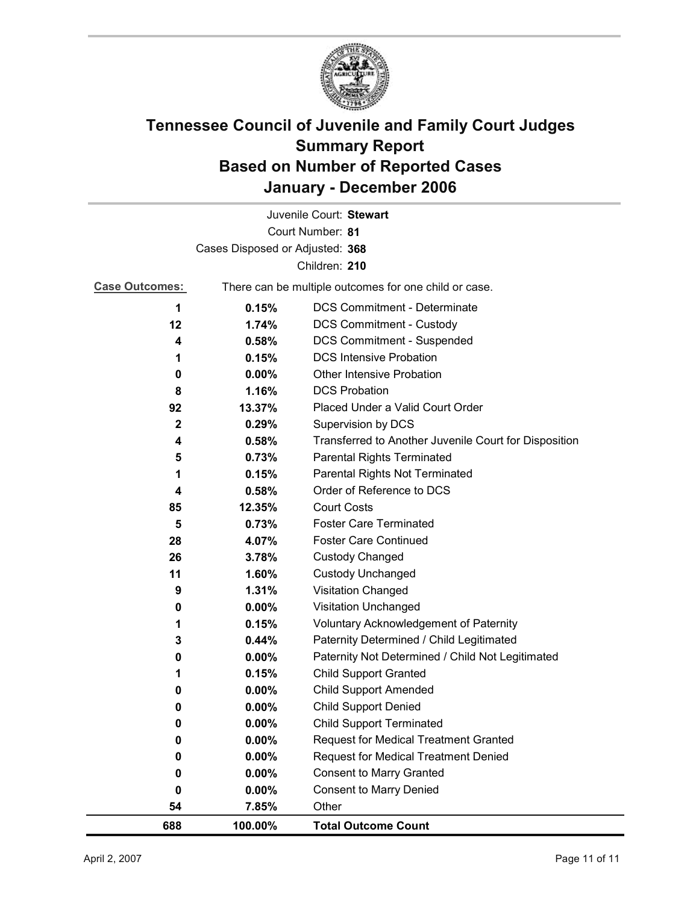# Tennessee Council of Juvenile and Family Court Judges
# Summary Report
# Based on Number of Reported Cases
# January - December 2006

Juvenile Court: **Stewart**

Court Number: **81**

Cases Disposed or Adjusted: **368**

Children: **210**

**Case Outcomes:** There can be multiple outcomes for one child or case.

| | | |
|---|---|---|
| **1** | **0.15%** | DCS Commitment - Determinate |
| **12** | **1.74%** | DCS Commitment - Custody |
| **4** | **0.58%** | DCS Commitment - Suspended |
| **1** | **0.15%** | DCS Intensive Probation |
| **0** | **0.00%** | Other Intensive Probation |
| **8** | **1.16%** | DCS Probation |
| **92** | **13.37%** | Placed Under a Valid Court Order |
| **2** | **0.29%** | Supervision by DCS |
| **4** | **0.58%** | Transferred to Another Juvenile Court for Disposition |
| **5** | **0.73%** | Parental Rights Terminated |
| **1** | **0.15%** | Parental Rights Not Terminated |
| **4** | **0.58%** | Order of Reference to DCS |
| **85** | **12.35%** | Court Costs |
| **5** | **0.73%** | Foster Care Terminated |
| **28** | **4.07%** | Foster Care Continued |
| **26** | **3.78%** | Custody Changed |
| **11** | **1.60%** | Custody Unchanged |
| **9** | **1.31%** | Visitation Changed |
| **0** | **0.00%** | Visitation Unchanged |
| **1** | **0.15%** | Voluntary Acknowledgement of Paternity |
| **3** | **0.44%** | Paternity Determined / Child Legitimated |
| **0** | **0.00%** | Paternity Not Determined / Child Not Legitimated |
| **1** | **0.15%** | Child Support Granted |
| **0** | **0.00%** | Child Support Amended |
| **0** | **0.00%** | Child Support Denied |
| **0** | **0.00%** | Child Support Terminated |
| **0** | **0.00%** | Request for Medical Treatment Granted |
| **0** | **0.00%** | Request for Medical Treatment Denied |
| **0** | **0.00%** | Consent to Marry Granted |
| **0** | **0.00%** | Consent to Marry Denied |
| **54** | **7.85%** | Other |
| **688** | **100.00%** | **Total Outcome Count** |

April 2, 2007